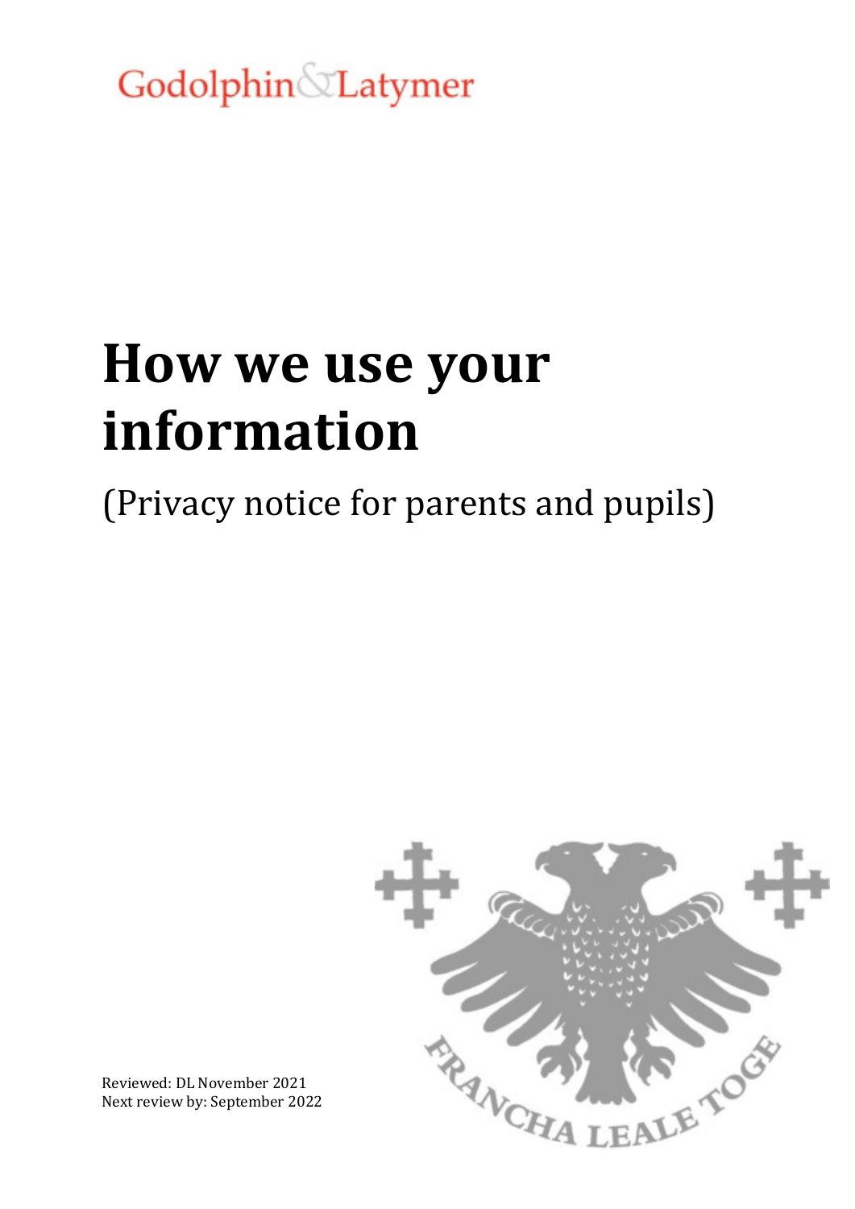Godolphin & Latymer

# How we use your information

(Privacy notice for parents and pupils)

Reviewed: DL November 2021
Next review by: September 2022

FRANCHA LEALE TOGE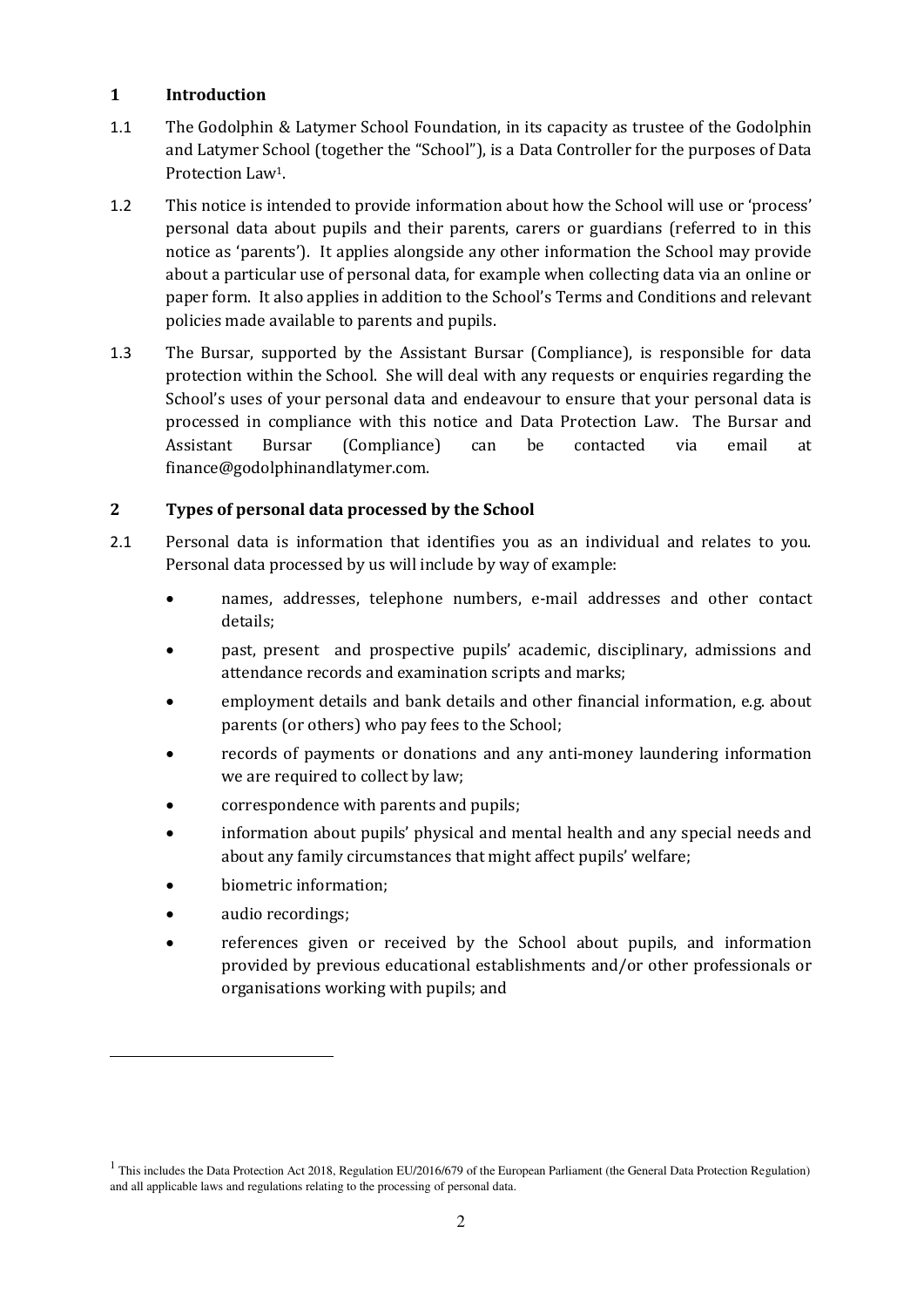## 1 Introduction

1.1 The Godolphin & Latymer School Foundation, in its capacity as trustee of the Godolphin and Latymer School (together the "School"), is a Data Controller for the purposes of Data Protection Law[1].

1.2 This notice is intended to provide information about how the School will use or 'process' personal data about pupils and their parents, carers or guardians (referred to in this notice as 'parents'). It applies alongside any other information the School may provide about a particular use of personal data, for example when collecting data via an online or paper form. It also applies in addition to the School's Terms and Conditions and relevant policies made available to parents and pupils.

1.3 The Bursar, supported by the Assistant Bursar (Compliance), is responsible for data protection within the School. She will deal with any requests or enquiries regarding the School's uses of your personal data and endeavour to ensure that your personal data is processed in compliance with this notice and Data Protection Law. The Bursar and Assistant Bursar (Compliance) can be contacted via email at finance@godolphinandlatymer.com.

## 2 Types of personal data processed by the School

2.1 Personal data is information that identifies you as an individual and relates to you. Personal data processed by us will include by way of example:

- names, addresses, telephone numbers, e-mail addresses and other contact details;
- past, present and prospective pupils' academic, disciplinary, admissions and attendance records and examination scripts and marks;
- employment details and bank details and other financial information, e.g. about parents (or others) who pay fees to the School;
- records of payments or donations and any anti-money laundering information we are required to collect by law;
- correspondence with parents and pupils;
- information about pupils' physical and mental health and any special needs and about any family circumstances that might affect pupils' welfare;
- biometric information;
- audio recordings;
- references given or received by the School about pupils, and information provided by previous educational establishments and/or other professionals or organisations working with pupils; and

[1] This includes the Data Protection Act 2018, Regulation EU/2016/679 of the European Parliament (the General Data Protection Regulation) and all applicable laws and regulations relating to the processing of personal data.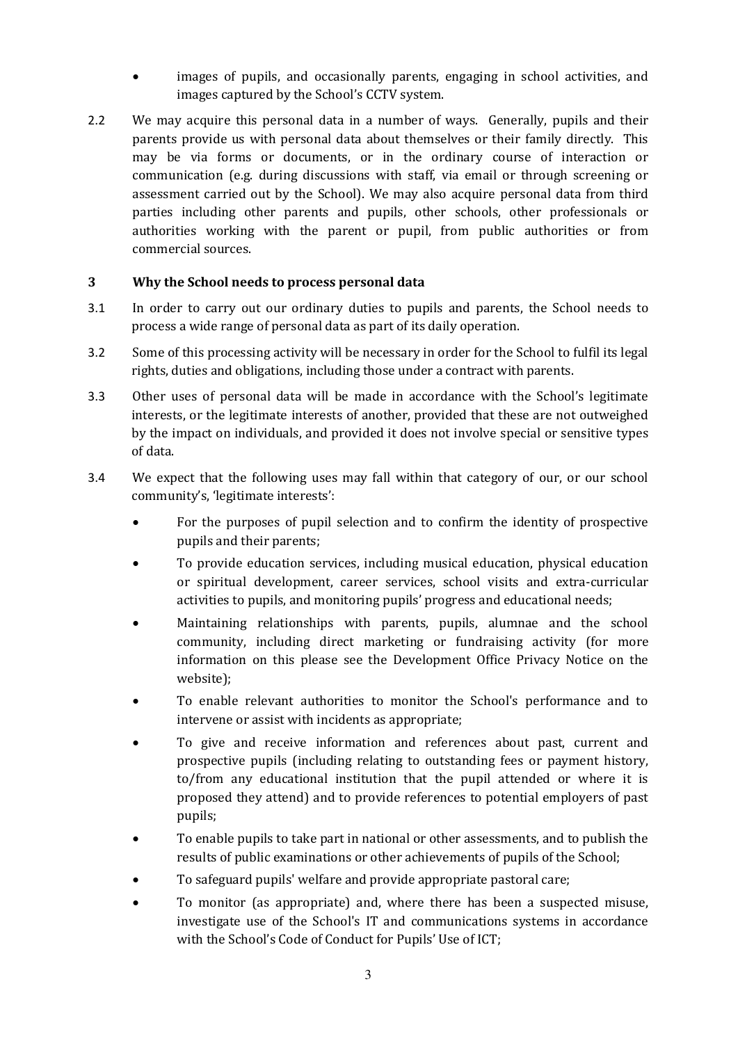- images of pupils, and occasionally parents, engaging in school activities, and images captured by the School's CCTV system.

2.2 We may acquire this personal data in a number of ways. Generally, pupils and their parents provide us with personal data about themselves or their family directly. This may be via forms or documents, or in the ordinary course of interaction or communication (e.g. during discussions with staff, via email or through screening or assessment carried out by the School). We may also acquire personal data from third parties including other parents and pupils, other schools, other professionals or authorities working with the parent or pupil, from public authorities or from commercial sources.

## 3 Why the School needs to process personal data

3.1 In order to carry out our ordinary duties to pupils and parents, the School needs to process a wide range of personal data as part of its daily operation.

3.2 Some of this processing activity will be necessary in order for the School to fulfil its legal rights, duties and obligations, including those under a contract with parents.

3.3 Other uses of personal data will be made in accordance with the School's legitimate interests, or the legitimate interests of another, provided that these are not outweighed by the impact on individuals, and provided it does not involve special or sensitive types of data.

3.4 We expect that the following uses may fall within that category of our, or our school community's, 'legitimate interests':

- For the purposes of pupil selection and to confirm the identity of prospective pupils and their parents;
- To provide education services, including musical education, physical education or spiritual development, career services, school visits and extra-curricular activities to pupils, and monitoring pupils' progress and educational needs;
- Maintaining relationships with parents, pupils, alumnae and the school community, including direct marketing or fundraising activity (for more information on this please see the Development Office Privacy Notice on the website);
- To enable relevant authorities to monitor the School's performance and to intervene or assist with incidents as appropriate;
- To give and receive information and references about past, current and prospective pupils (including relating to outstanding fees or payment history, to/from any educational institution that the pupil attended or where it is proposed they attend) and to provide references to potential employers of past pupils;
- To enable pupils to take part in national or other assessments, and to publish the results of public examinations or other achievements of pupils of the School;
- To safeguard pupils' welfare and provide appropriate pastoral care;
- To monitor (as appropriate) and, where there has been a suspected misuse, investigate use of the School's IT and communications systems in accordance with the School's Code of Conduct for Pupils' Use of ICT;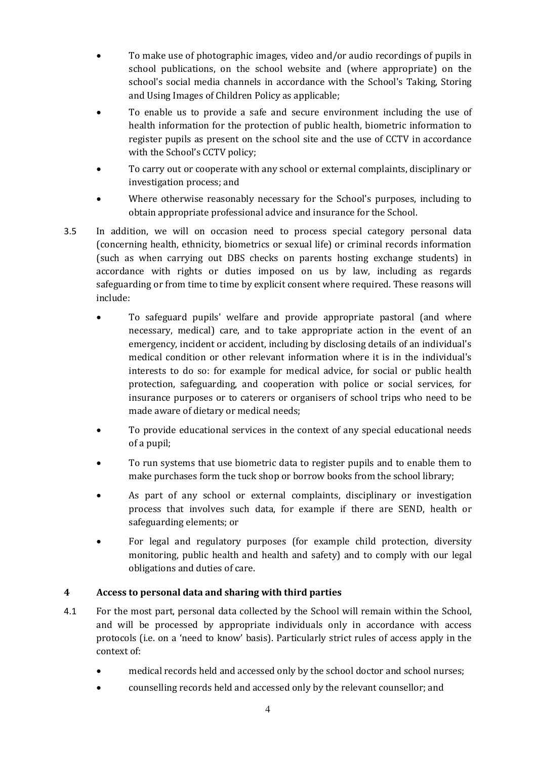- To make use of photographic images, video and/or audio recordings of pupils in school publications, on the school website and (where appropriate) on the school's social media channels in accordance with the School's Taking, Storing and Using Images of Children Policy as applicable;
- To enable us to provide a safe and secure environment including the use of health information for the protection of public health, biometric information to register pupils as present on the school site and the use of CCTV in accordance with the School's CCTV policy;
- To carry out or cooperate with any school or external complaints, disciplinary or investigation process; and
- Where otherwise reasonably necessary for the School's purposes, including to obtain appropriate professional advice and insurance for the School.

3.5 In addition, we will on occasion need to process special category personal data (concerning health, ethnicity, biometrics or sexual life) or criminal records information (such as when carrying out DBS checks on parents hosting exchange students) in accordance with rights or duties imposed on us by law, including as regards safeguarding or from time to time by explicit consent where required. These reasons will include:

- To safeguard pupils' welfare and provide appropriate pastoral (and where necessary, medical) care, and to take appropriate action in the event of an emergency, incident or accident, including by disclosing details of an individual's medical condition or other relevant information where it is in the individual's interests to do so: for example for medical advice, for social or public health protection, safeguarding, and cooperation with police or social services, for insurance purposes or to caterers or organisers of school trips who need to be made aware of dietary or medical needs;
- To provide educational services in the context of any special educational needs of a pupil;
- To run systems that use biometric data to register pupils and to enable them to make purchases form the tuck shop or borrow books from the school library;
- As part of any school or external complaints, disciplinary or investigation process that involves such data, for example if there are SEND, health or safeguarding elements; or
- For legal and regulatory purposes (for example child protection, diversity monitoring, public health and health and safety) and to comply with our legal obligations and duties of care.

## 4 Access to personal data and sharing with third parties

4.1 For the most part, personal data collected by the School will remain within the School, and will be processed by appropriate individuals only in accordance with access protocols (i.e. on a 'need to know' basis). Particularly strict rules of access apply in the context of:

- medical records held and accessed only by the school doctor and school nurses;
- counselling records held and accessed only by the relevant counsellor; and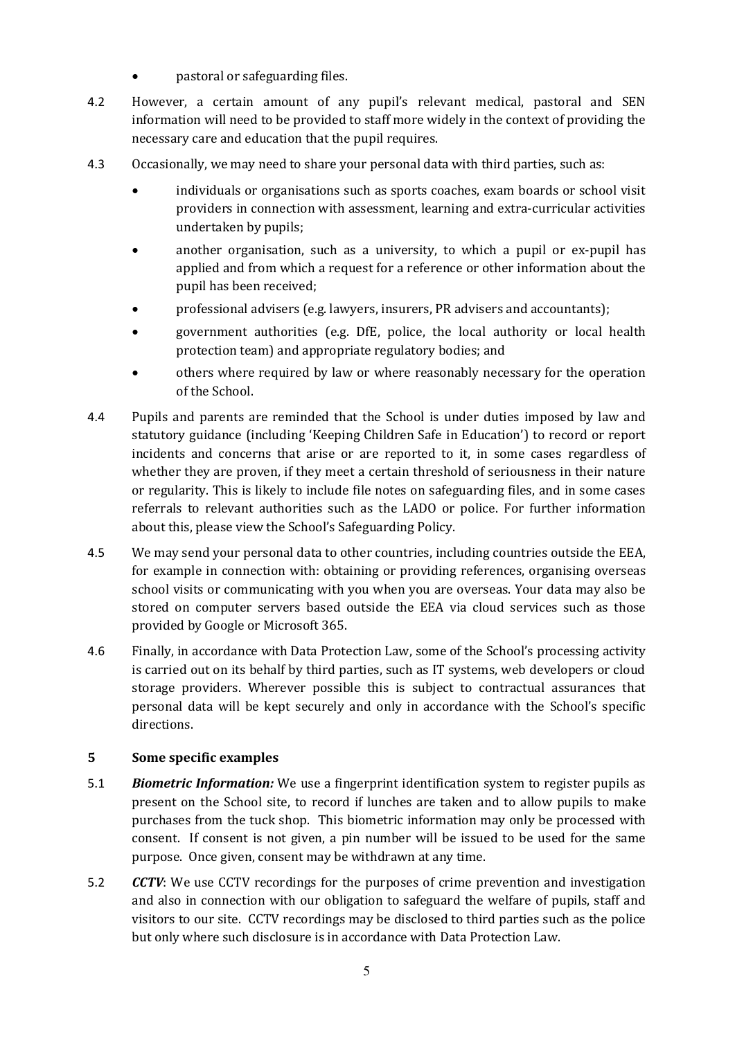- pastoral or safeguarding files.

4.2 However, a certain amount of any pupil's relevant medical, pastoral and SEN information will need to be provided to staff more widely in the context of providing the necessary care and education that the pupil requires.

4.3 Occasionally, we may need to share your personal data with third parties, such as:

- individuals or organisations such as sports coaches, exam boards or school visit providers in connection with assessment, learning and extra-curricular activities undertaken by pupils;
- another organisation, such as a university, to which a pupil or ex-pupil has applied and from which a request for a reference or other information about the pupil has been received;
- professional advisers (e.g. lawyers, insurers, PR advisers and accountants);
- government authorities (e.g. DfE, police, the local authority or local health protection team) and appropriate regulatory bodies; and
- others where required by law or where reasonably necessary for the operation of the School.

4.4 Pupils and parents are reminded that the School is under duties imposed by law and statutory guidance (including 'Keeping Children Safe in Education') to record or report incidents and concerns that arise or are reported to it, in some cases regardless of whether they are proven, if they meet a certain threshold of seriousness in their nature or regularity. This is likely to include file notes on safeguarding files, and in some cases referrals to relevant authorities such as the LADO or police. For further information about this, please view the School's Safeguarding Policy.

4.5 We may send your personal data to other countries, including countries outside the EEA, for example in connection with: obtaining or providing references, organising overseas school visits or communicating with you when you are overseas. Your data may also be stored on computer servers based outside the EEA via cloud services such as those provided by Google or Microsoft 365.

4.6 Finally, in accordance with Data Protection Law, some of the School's processing activity is carried out on its behalf by third parties, such as IT systems, web developers or cloud storage providers. Wherever possible this is subject to contractual assurances that personal data will be kept securely and only in accordance with the School's specific directions.

## 5 Some specific examples

5.1 ***Biometric Information:*** We use a fingerprint identification system to register pupils as present on the School site, to record if lunches are taken and to allow pupils to make purchases from the tuck shop. This biometric information may only be processed with consent. If consent is not given, a pin number will be issued to be used for the same purpose. Once given, consent may be withdrawn at any time.

5.2 ***CCTV***: We use CCTV recordings for the purposes of crime prevention and investigation and also in connection with our obligation to safeguard the welfare of pupils, staff and visitors to our site. CCTV recordings may be disclosed to third parties such as the police but only where such disclosure is in accordance with Data Protection Law.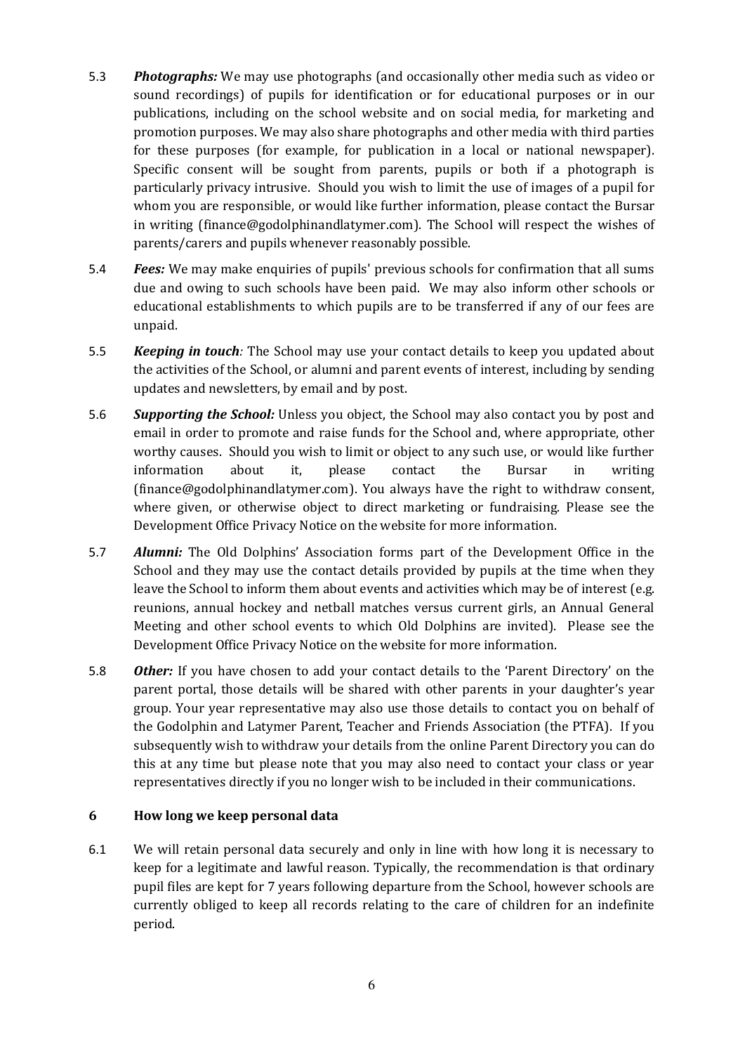5.3 ***Photographs:*** We may use photographs (and occasionally other media such as video or sound recordings) of pupils for identification or for educational purposes or in our publications, including on the school website and on social media, for marketing and promotion purposes. We may also share photographs and other media with third parties for these purposes (for example, for publication in a local or national newspaper). Specific consent will be sought from parents, pupils or both if a photograph is particularly privacy intrusive. Should you wish to limit the use of images of a pupil for whom you are responsible, or would like further information, please contact the Bursar in writing (finance@godolphinandlatymer.com). The School will respect the wishes of parents/carers and pupils whenever reasonably possible.

5.4 ***Fees:*** We may make enquiries of pupils' previous schools for confirmation that all sums due and owing to such schools have been paid. We may also inform other schools or educational establishments to which pupils are to be transferred if any of our fees are unpaid.

5.5 ***Keeping in touch****:* The School may use your contact details to keep you updated about the activities of the School, or alumni and parent events of interest, including by sending updates and newsletters, by email and by post.

5.6 ***Supporting the School:*** Unless you object, the School may also contact you by post and email in order to promote and raise funds for the School and, where appropriate, other worthy causes. Should you wish to limit or object to any such use, or would like further information about it, please contact the Bursar in writing (finance@godolphinandlatymer.com). You always have the right to withdraw consent, where given, or otherwise object to direct marketing or fundraising. Please see the Development Office Privacy Notice on the website for more information.

5.7 ***Alumni:*** The Old Dolphins' Association forms part of the Development Office in the School and they may use the contact details provided by pupils at the time when they leave the School to inform them about events and activities which may be of interest (e.g. reunions, annual hockey and netball matches versus current girls, an Annual General Meeting and other school events to which Old Dolphins are invited). Please see the Development Office Privacy Notice on the website for more information.

5.8 ***Other:*** If you have chosen to add your contact details to the 'Parent Directory' on the parent portal, those details will be shared with other parents in your daughter's year group. Your year representative may also use those details to contact you on behalf of the Godolphin and Latymer Parent, Teacher and Friends Association (the PTFA). If you subsequently wish to withdraw your details from the online Parent Directory you can do this at any time but please note that you may also need to contact your class or year representatives directly if you no longer wish to be included in their communications.

## 6 How long we keep personal data

6.1 We will retain personal data securely and only in line with how long it is necessary to keep for a legitimate and lawful reason. Typically, the recommendation is that ordinary pupil files are kept for 7 years following departure from the School, however schools are currently obliged to keep all records relating to the care of children for an indefinite period.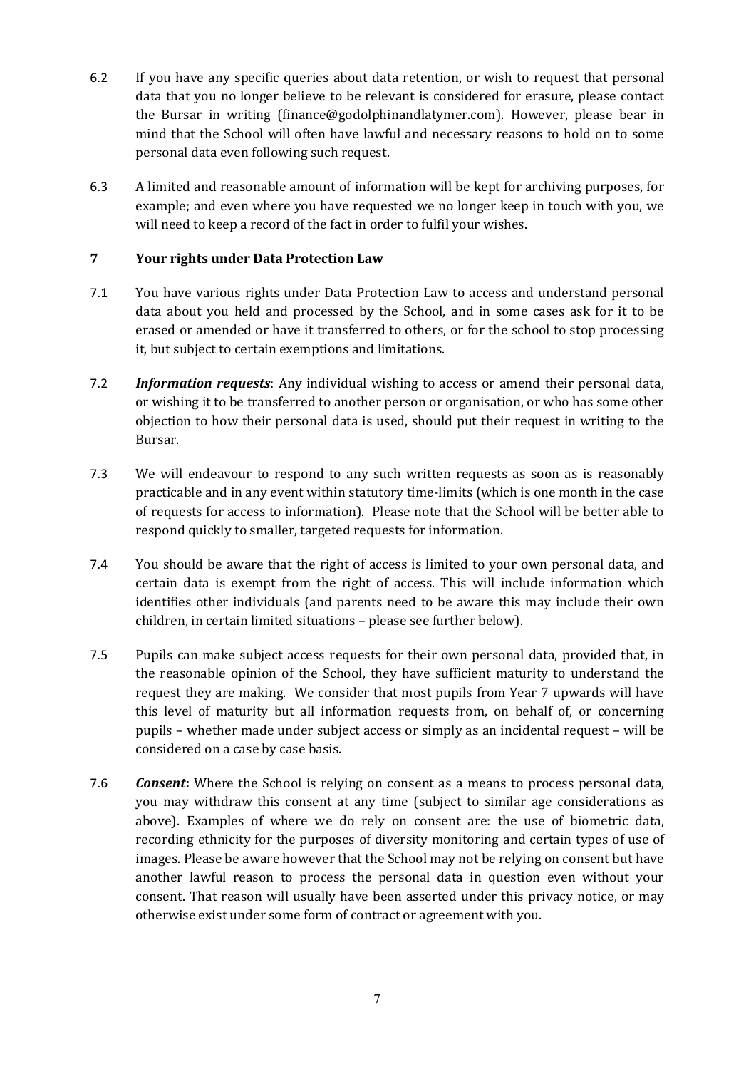6.2 If you have any specific queries about data retention, or wish to request that personal data that you no longer believe to be relevant is considered for erasure, please contact the Bursar in writing (finance@godolphinandlatymer.com). However, please bear in mind that the School will often have lawful and necessary reasons to hold on to some personal data even following such request.

6.3 A limited and reasonable amount of information will be kept for archiving purposes, for example; and even where you have requested we no longer keep in touch with you, we will need to keep a record of the fact in order to fulfil your wishes.

## 7 Your rights under Data Protection Law

7.1 You have various rights under Data Protection Law to access and understand personal data about you held and processed by the School, and in some cases ask for it to be erased or amended or have it transferred to others, or for the school to stop processing it, but subject to certain exemptions and limitations.

7.2 ***Information requests***: Any individual wishing to access or amend their personal data, or wishing it to be transferred to another person or organisation, or who has some other objection to how their personal data is used, should put their request in writing to the Bursar.

7.3 We will endeavour to respond to any such written requests as soon as is reasonably practicable and in any event within statutory time-limits (which is one month in the case of requests for access to information). Please note that the School will be better able to respond quickly to smaller, targeted requests for information.

7.4 You should be aware that the right of access is limited to your own personal data, and certain data is exempt from the right of access. This will include information which identifies other individuals (and parents need to be aware this may include their own children, in certain limited situations – please see further below).

7.5 Pupils can make subject access requests for their own personal data, provided that, in the reasonable opinion of the School, they have sufficient maturity to understand the request they are making. We consider that most pupils from Year 7 upwards will have this level of maturity but all information requests from, on behalf of, or concerning pupils – whether made under subject access or simply as an incidental request – will be considered on a case by case basis.

7.6 ***Consent*:** Where the School is relying on consent as a means to process personal data, you may withdraw this consent at any time (subject to similar age considerations as above). Examples of where we do rely on consent are: the use of biometric data, recording ethnicity for the purposes of diversity monitoring and certain types of use of images. Please be aware however that the School may not be relying on consent but have another lawful reason to process the personal data in question even without your consent. That reason will usually have been asserted under this privacy notice, or may otherwise exist under some form of contract or agreement with you.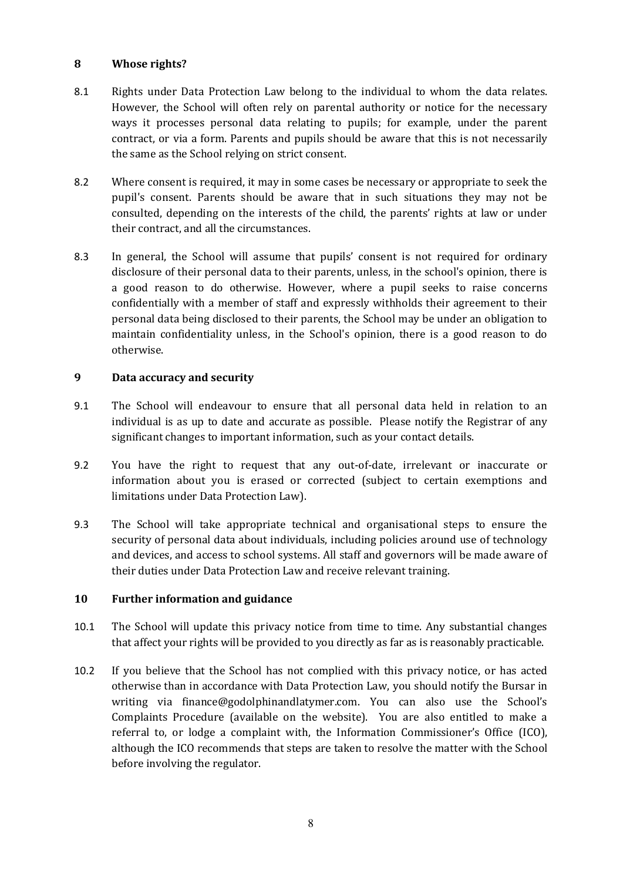## 8 Whose rights?

8.1 Rights under Data Protection Law belong to the individual to whom the data relates. However, the School will often rely on parental authority or notice for the necessary ways it processes personal data relating to pupils; for example, under the parent contract, or via a form. Parents and pupils should be aware that this is not necessarily the same as the School relying on strict consent.

8.2 Where consent is required, it may in some cases be necessary or appropriate to seek the pupil's consent. Parents should be aware that in such situations they may not be consulted, depending on the interests of the child, the parents' rights at law or under their contract, and all the circumstances.

8.3 In general, the School will assume that pupils' consent is not required for ordinary disclosure of their personal data to their parents, unless, in the school's opinion, there is a good reason to do otherwise. However, where a pupil seeks to raise concerns confidentially with a member of staff and expressly withholds their agreement to their personal data being disclosed to their parents, the School may be under an obligation to maintain confidentiality unless, in the School's opinion, there is a good reason to do otherwise.

## 9 Data accuracy and security

9.1 The School will endeavour to ensure that all personal data held in relation to an individual is as up to date and accurate as possible. Please notify the Registrar of any significant changes to important information, such as your contact details.

9.2 You have the right to request that any out-of-date, irrelevant or inaccurate or information about you is erased or corrected (subject to certain exemptions and limitations under Data Protection Law).

9.3 The School will take appropriate technical and organisational steps to ensure the security of personal data about individuals, including policies around use of technology and devices, and access to school systems. All staff and governors will be made aware of their duties under Data Protection Law and receive relevant training.

## 10 Further information and guidance

10.1 The School will update this privacy notice from time to time. Any substantial changes that affect your rights will be provided to you directly as far as is reasonably practicable.

10.2 If you believe that the School has not complied with this privacy notice, or has acted otherwise than in accordance with Data Protection Law, you should notify the Bursar in writing via finance@godolphinandlatymer.com. You can also use the School's Complaints Procedure (available on the website). You are also entitled to make a referral to, or lodge a complaint with, the Information Commissioner's Office (ICO), although the ICO recommends that steps are taken to resolve the matter with the School before involving the regulator.